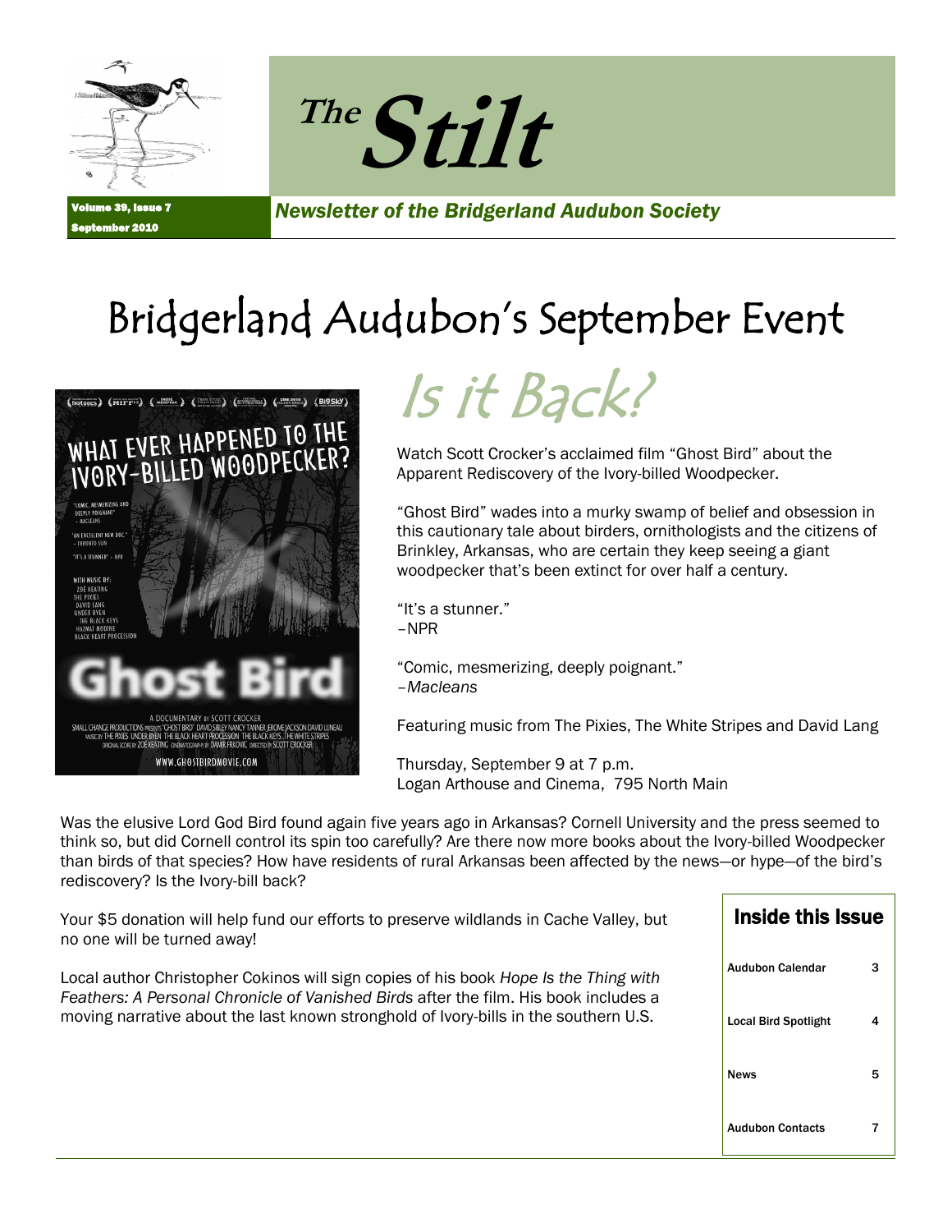# The Stilt

Volume 39, Issue 7
September 2010

*Newsletter of the Bridgerland Audubon Society*

## Bridgerland Audubon's September Event

## Is it Back?

Watch Scott Crocker's acclaimed film "Ghost Bird" about the Apparent Rediscovery of the Ivory-billed Woodpecker.

"Ghost Bird" wades into a murky swamp of belief and obsession in this cautionary tale about birders, ornithologists and the citizens of Brinkley, Arkansas, who are certain they keep seeing a giant woodpecker that's been extinct for over half a century.

"It's a stunner."
–NPR

"Comic, mesmerizing, deeply poignant."
–*Macleans*

Featuring music from The Pixies, The White Stripes and David Lang

Thursday, September 9 at 7 p.m.
Logan Arthouse and Cinema, 795 North Main

Was the elusive Lord God Bird found again five years ago in Arkansas? Cornell University and the press seemed to think so, but did Cornell control its spin too carefully? Are there now more books about the Ivory-billed Woodpecker than birds of that species? How have residents of rural Arkansas been affected by the news—or hype—of the bird's rediscovery? Is the Ivory-bill back?

Your $5 donation will help fund our efforts to preserve wildlands in Cache Valley, but no one will be turned away!

Local author Christopher Cokinos will sign copies of his book *Hope Is the Thing with Feathers: A Personal Chronicle of Vanished Birds* after the film. His book includes a moving narrative about the last known stronghold of Ivory-bills in the southern U.S.

### Inside this Issue

| | |
|---|---|
| Audubon Calendar | 3 |
| Local Bird Spotlight | 4 |
| News | 5 |
| Audubon Contacts | 7 |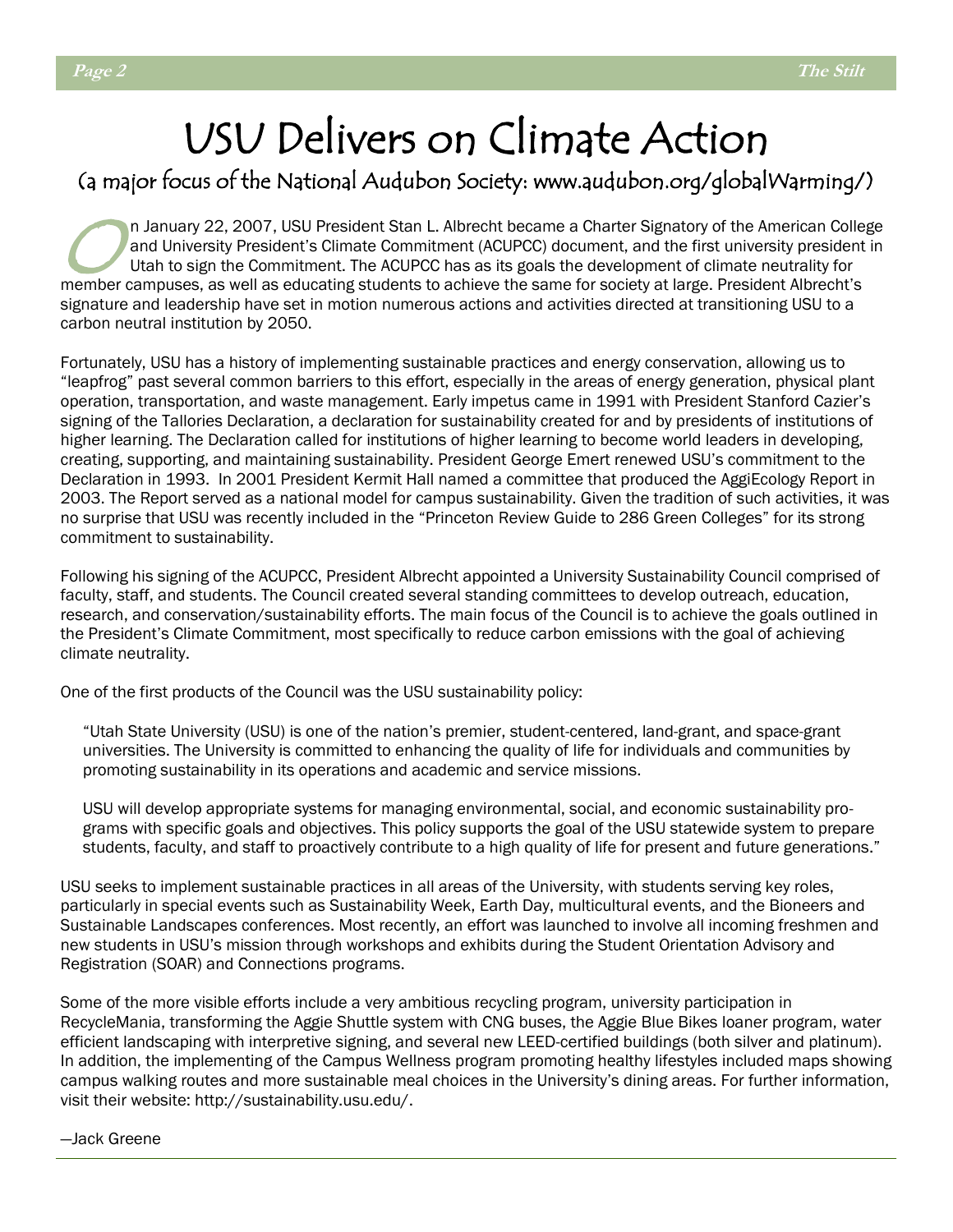# USU Delivers on Climate Action

(a major focus of the National Audubon Society: www.audubon.org/globalWarming/)

On January 22, 2007, USU President Stan L. Albrecht became a Charter Signatory of the American College and University President's Climate Commitment (ACUPCC) document, and the first university president in Utah to sign the Commitment. The ACUPCC has as its goals the development of climate neutrality for member campuses, as well as educating students to achieve the same for society at large. President Albrecht's signature and leadership have set in motion numerous actions and activities directed at transitioning USU to a carbon neutral institution by 2050.

Fortunately, USU has a history of implementing sustainable practices and energy conservation, allowing us to "leapfrog" past several common barriers to this effort, especially in the areas of energy generation, physical plant operation, transportation, and waste management. Early impetus came in 1991 with President Stanford Cazier's signing of the Tallories Declaration, a declaration for sustainability created for and by presidents of institutions of higher learning. The Declaration called for institutions of higher learning to become world leaders in developing, creating, supporting, and maintaining sustainability. President George Emert renewed USU's commitment to the Declaration in 1993. In 2001 President Kermit Hall named a committee that produced the AggiEcology Report in 2003. The Report served as a national model for campus sustainability. Given the tradition of such activities, it was no surprise that USU was recently included in the "Princeton Review Guide to 286 Green Colleges" for its strong commitment to sustainability.

Following his signing of the ACUPCC, President Albrecht appointed a University Sustainability Council comprised of faculty, staff, and students. The Council created several standing committees to develop outreach, education, research, and conservation/sustainability efforts. The main focus of the Council is to achieve the goals outlined in the President's Climate Commitment, most specifically to reduce carbon emissions with the goal of achieving climate neutrality.

One of the first products of the Council was the USU sustainability policy:

> "Utah State University (USU) is one of the nation's premier, student-centered, land-grant, and space-grant universities. The University is committed to enhancing the quality of life for individuals and communities by promoting sustainability in its operations and academic and service missions.
>
> USU will develop appropriate systems for managing environmental, social, and economic sustainability programs with specific goals and objectives. This policy supports the goal of the USU statewide system to prepare students, faculty, and staff to proactively contribute to a high quality of life for present and future generations."

USU seeks to implement sustainable practices in all areas of the University, with students serving key roles, particularly in special events such as Sustainability Week, Earth Day, multicultural events, and the Bioneers and Sustainable Landscapes conferences. Most recently, an effort was launched to involve all incoming freshmen and new students in USU's mission through workshops and exhibits during the Student Orientation Advisory and Registration (SOAR) and Connections programs.

Some of the more visible efforts include a very ambitious recycling program, university participation in RecycleMania, transforming the Aggie Shuttle system with CNG buses, the Aggie Blue Bikes loaner program, water efficient landscaping with interpretive signing, and several new LEED-certified buildings (both silver and platinum). In addition, the implementing of the Campus Wellness program promoting healthy lifestyles included maps showing campus walking routes and more sustainable meal choices in the University's dining areas. For further information, visit their website: http://sustainability.usu.edu/.

—Jack Greene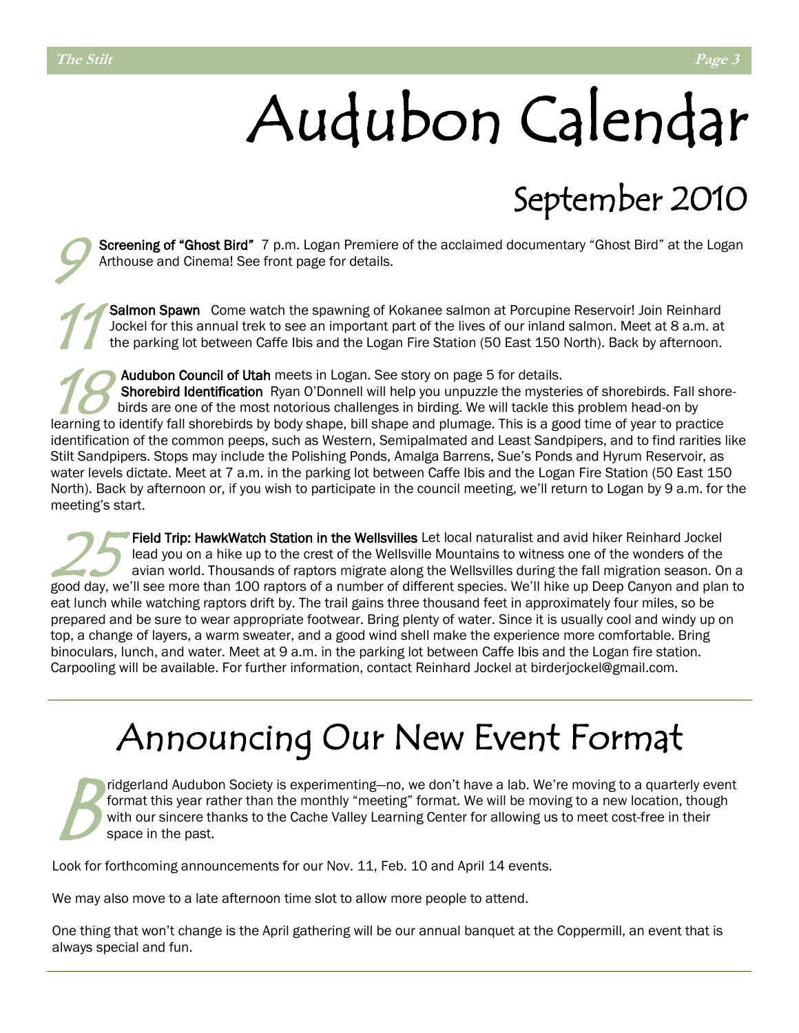# Audubon Calendar

## September 2010

**9** **Screening of "Ghost Bird"** 7 p.m. Logan Premiere of the acclaimed documentary "Ghost Bird" at the Logan Arthouse and Cinema! See front page for details.

**11** **Salmon Spawn** Come watch the spawning of Kokanee salmon at Porcupine Reservoir! Join Reinhard Jockel for this annual trek to see an important part of the lives of our inland salmon. Meet at 8 a.m. at the parking lot between Caffe Ibis and the Logan Fire Station (50 East 150 North). Back by afternoon.

**18** **Audubon Council of Utah** meets in Logan. See story on page 5 for details.

**Shorebird Identification** Ryan O'Donnell will help you unpuzzle the mysteries of shorebirds. Fall shorebirds are one of the most notorious challenges in birding. We will tackle this problem head-on by learning to identify fall shorebirds by body shape, bill shape and plumage. This is a good time of year to practice identification of the common peeps, such as Western, Semipalmated and Least Sandpipers, and to find rarities like Stilt Sandpipers. Stops may include the Polishing Ponds, Amalga Barrens, Sue's Ponds and Hyrum Reservoir, as water levels dictate. Meet at 7 a.m. in the parking lot between Caffe Ibis and the Logan Fire Station (50 East 150 North). Back by afternoon or, if you wish to participate in the council meeting, we'll return to Logan by 9 a.m. for the meeting's start.

**25** **Field Trip: HawkWatch Station in the Wellsvilles** Let local naturalist and avid hiker Reinhard Jockel lead you on a hike up to the crest of the Wellsville Mountains to witness one of the wonders of the avian world. Thousands of raptors migrate along the Wellsvilles during the fall migration season. On a good day, we'll see more than 100 raptors of a number of different species. We'll hike up Deep Canyon and plan to eat lunch while watching raptors drift by. The trail gains three thousand feet in approximately four miles, so be prepared and be sure to wear appropriate footwear. Bring plenty of water. Since it is usually cool and windy up on top, a change of layers, a warm sweater, and a good wind shell make the experience more comfortable. Bring binoculars, lunch, and water. Meet at 9 a.m. in the parking lot between Caffe Ibis and the Logan fire station. Carpooling will be available. For further information, contact Reinhard Jockel at birderjockel@gmail.com.

---

# Announcing Our New Event Format

Bridgerland Audubon Society is experimenting—no, we don't have a lab. We're moving to a quarterly event format this year rather than the monthly "meeting" format. We will be moving to a new location, though with our sincere thanks to the Cache Valley Learning Center for allowing us to meet cost-free in their space in the past.

Look for forthcoming announcements for our Nov. 11, Feb. 10 and April 14 events.

We may also move to a late afternoon time slot to allow more people to attend.

One thing that won't change is the April gathering will be our annual banquet at the Coppermill, an event that is always special and fun.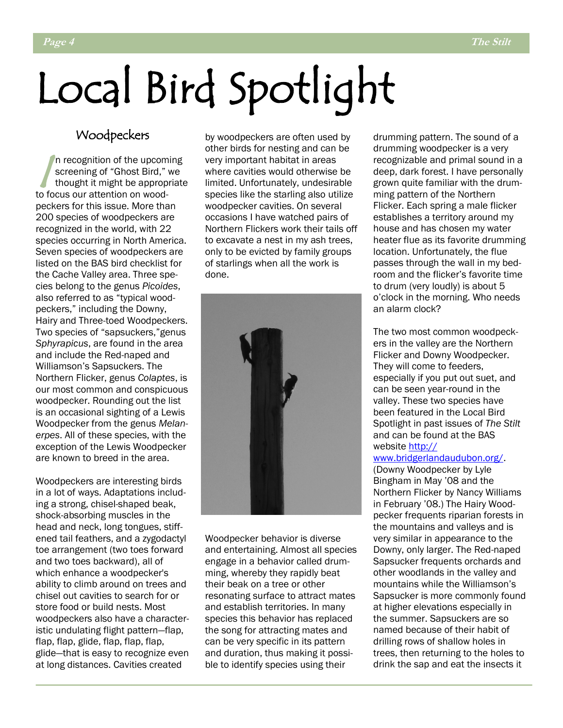# Local Bird Spotlight

## Woodpeckers

In recognition of the upcoming screening of "Ghost Bird," we thought it might be appropriate to focus our attention on woodpeckers for this issue. More than 200 species of woodpeckers are recognized in the world, with 22 species occurring in North America. Seven species of woodpeckers are listed on the BAS bird checklist for the Cache Valley area. Three species belong to the genus *Picoides*, also referred to as "typical woodpeckers," including the Downy, Hairy and Three-toed Woodpeckers. Two species of "sapsuckers," genus *Sphyrapicus*, are found in the area and include the Red-naped and Williamson's Sapsuckers. The Northern Flicker, genus *Colaptes*, is our most common and conspicuous woodpecker. Rounding out the list is an occasional sighting of a Lewis Woodpecker from the genus *Melanerpes*. All of these species, with the exception of the Lewis Woodpecker are known to breed in the area.

Woodpeckers are interesting birds in a lot of ways. Adaptations including a strong, chisel-shaped beak, shock-absorbing muscles in the head and neck, long tongues, stiffened tail feathers, and a zygodactyl toe arrangement (two toes forward and two toes backward), all of which enhance a woodpecker's ability to climb around on trees and chisel out cavities to search for or store food or build nests. Most woodpeckers also have a characteristic undulating flight pattern—flap, flap, flap, glide, flap, flap, flap, glide—that is easy to recognize even at long distances. Cavities created by woodpeckers are often used by other birds for nesting and can be very important habitat in areas where cavities would otherwise be limited. Unfortunately, undesirable species like the starling also utilize woodpecker cavities. On several occasions I have watched pairs of Northern Flickers work their tails off to excavate a nest in my ash trees, only to be evicted by family groups of starlings when all the work is done.

Woodpecker behavior is diverse and entertaining. Almost all species engage in a behavior called drumming, whereby they rapidly beat their beak on a tree or other resonating surface to attract mates and establish territories. In many species this behavior has replaced the song for attracting mates and can be very specific in its pattern and duration, thus making it possible to identify species using their drumming pattern. The sound of a drumming woodpecker is a very recognizable and primal sound in a deep, dark forest. I have personally grown quite familiar with the drumming pattern of the Northern Flicker. Each spring a male flicker establishes a territory around my house and has chosen my water heater flue as its favorite drumming location. Unfortunately, the flue passes through the wall in my bedroom and the flicker's favorite time to drum (very loudly) is about 5 o'clock in the morning. Who needs an alarm clock?

The two most common woodpeckers in the valley are the Northern Flicker and Downy Woodpecker. They will come to feeders, especially if you put out suet, and can be seen year-round in the valley. These two species have been featured in the Local Bird Spotlight in past issues of *The Stilt* and can be found at the BAS website http://www.bridgerlandaudubon.org/. (Downy Woodpecker by Lyle Bingham in May '08 and the Northern Flicker by Nancy Williams in February '08.) The Hairy Woodpecker frequents riparian forests in the mountains and valleys and is very similar in appearance to the Downy, only larger. The Red-naped Sapsucker frequents orchards and other woodlands in the valley and mountains while the Williamson's Sapsucker is more commonly found at higher elevations especially in the summer. Sapsuckers are so named because of their habit of drilling rows of shallow holes in trees, then returning to the holes to drink the sap and eat the insects it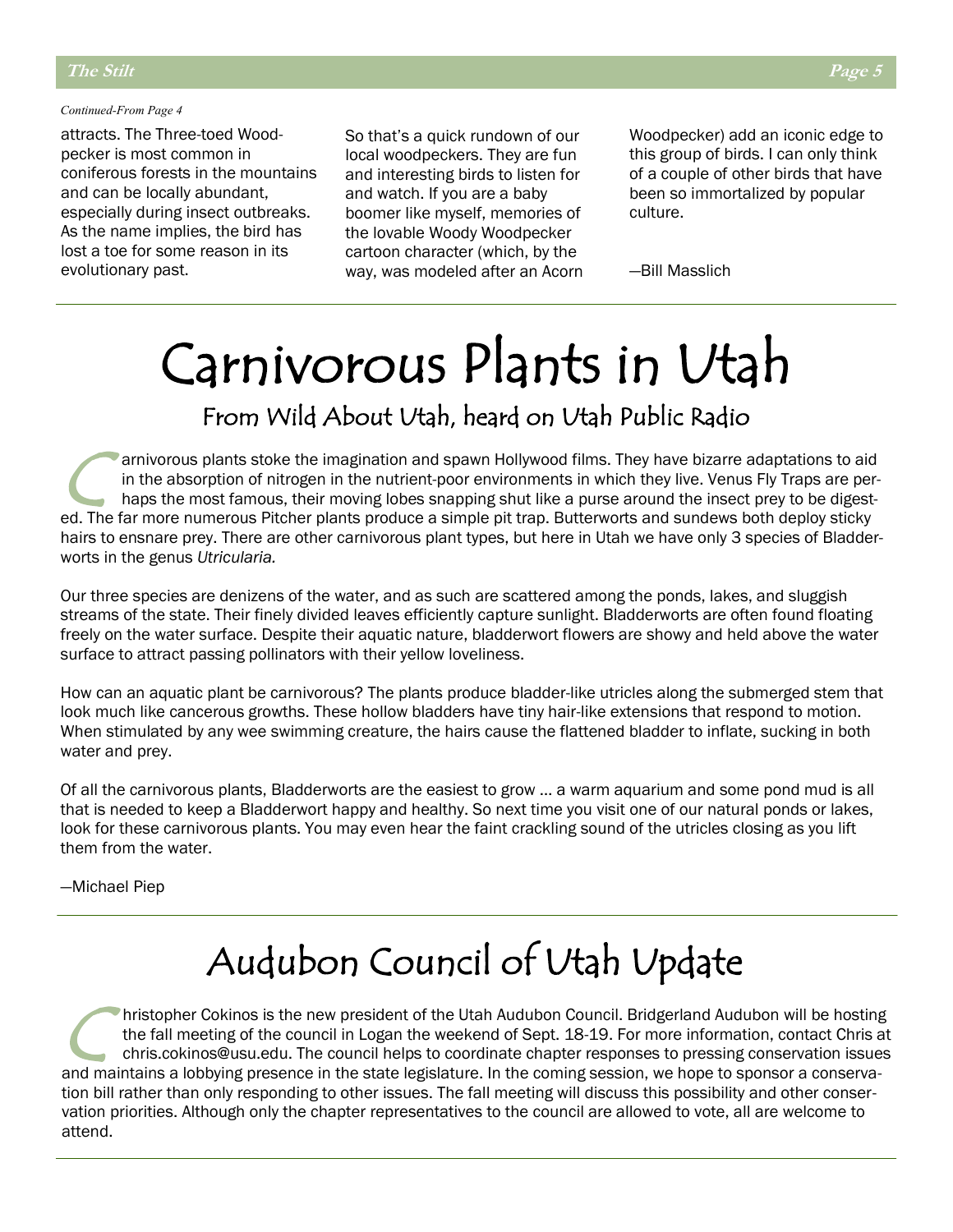*Continued-From Page 4*

attracts. The Three-toed Woodpecker is most common in coniferous forests in the mountains and can be locally abundant, especially during insect outbreaks. As the name implies, the bird has lost a toe for some reason in its evolutionary past.

So that's a quick rundown of our local woodpeckers. They are fun and interesting birds to listen for and watch. If you are a baby boomer like myself, memories of the lovable Woody Woodpecker cartoon character (which, by the way, was modeled after an Acorn Woodpecker) add an iconic edge to this group of birds. I can only think of a couple of other birds that have been so immortalized by popular culture.

—Bill Masslich

# Carnivorous Plants in Utah

## From Wild About Utah, heard on Utah Public Radio

Carnivorous plants stoke the imagination and spawn Hollywood films. They have bizarre adaptations to aid in the absorption of nitrogen in the nutrient-poor environments in which they live. Venus Fly Traps are perhaps the most famous, their moving lobes snapping shut like a purse around the insect prey to be digested. The far more numerous Pitcher plants produce a simple pit trap. Butterworts and sundews both deploy sticky hairs to ensnare prey. There are other carnivorous plant types, but here in Utah we have only 3 species of Bladderworts in the genus *Utricularia.*

Our three species are denizens of the water, and as such are scattered among the ponds, lakes, and sluggish streams of the state. Their finely divided leaves efficiently capture sunlight. Bladderworts are often found floating freely on the water surface. Despite their aquatic nature, bladderwort flowers are showy and held above the water surface to attract passing pollinators with their yellow loveliness.

How can an aquatic plant be carnivorous? The plants produce bladder-like utricles along the submerged stem that look much like cancerous growths. These hollow bladders have tiny hair-like extensions that respond to motion. When stimulated by any wee swimming creature, the hairs cause the flattened bladder to inflate, sucking in both water and prey.

Of all the carnivorous plants, Bladderworts are the easiest to grow … a warm aquarium and some pond mud is all that is needed to keep a Bladderwort happy and healthy. So next time you visit one of our natural ponds or lakes, look for these carnivorous plants. You may even hear the faint crackling sound of the utricles closing as you lift them from the water.

—Michael Piep

# Audubon Council of Utah Update

Christopher Cokinos is the new president of the Utah Audubon Council. Bridgerland Audubon will be hosting the fall meeting of the council in Logan the weekend of Sept. 18-19. For more information, contact Chris at chris.cokinos@usu.edu. The council helps to coordinate chapter responses to pressing conservation issues and maintains a lobbying presence in the state legislature. In the coming session, we hope to sponsor a conservation bill rather than only responding to other issues. The fall meeting will discuss this possibility and other conservation priorities. Although only the chapter representatives to the council are allowed to vote, all are welcome to attend.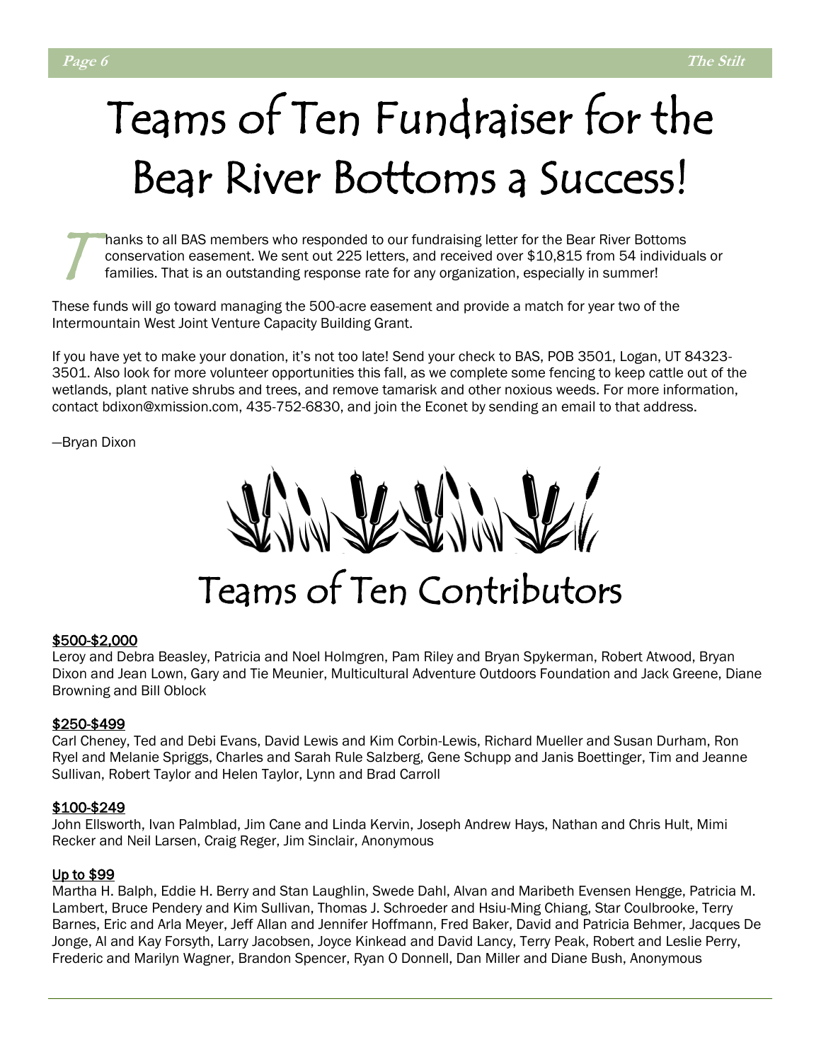# Teams of Ten Fundraiser for the Bear River Bottoms a Success!

Thanks to all BAS members who responded to our fundraising letter for the Bear River Bottoms conservation easement. We sent out 225 letters, and received over $10,815 from 54 individuals or families. That is an outstanding response rate for any organization, especially in summer!

These funds will go toward managing the 500-acre easement and provide a match for year two of the Intermountain West Joint Venture Capacity Building Grant.

If you have yet to make your donation, it's not too late! Send your check to BAS, POB 3501, Logan, UT 84323-3501. Also look for more volunteer opportunities this fall, as we complete some fencing to keep cattle out of the wetlands, plant native shrubs and trees, and remove tamarisk and other noxious weeds. For more information, contact bdixon@xmission.com, 435-752-6830, and join the Econet by sending an email to that address.

—Bryan Dixon

## Teams of Ten Contributors

**$500-$2,000**

Leroy and Debra Beasley, Patricia and Noel Holmgren, Pam Riley and Bryan Spykerman, Robert Atwood, Bryan Dixon and Jean Lown, Gary and Tie Meunier, Multicultural Adventure Outdoors Foundation and Jack Greene, Diane Browning and Bill Oblock

**$250-$499**

Carl Cheney, Ted and Debi Evans, David Lewis and Kim Corbin-Lewis, Richard Mueller and Susan Durham, Ron Ryel and Melanie Spriggs, Charles and Sarah Rule Salzberg, Gene Schupp and Janis Boettinger, Tim and Jeanne Sullivan, Robert Taylor and Helen Taylor, Lynn and Brad Carroll

**$100-$249**

John Ellsworth, Ivan Palmblad, Jim Cane and Linda Kervin, Joseph Andrew Hays, Nathan and Chris Hult, Mimi Recker and Neil Larsen, Craig Reger, Jim Sinclair, Anonymous

**Up to $99**

Martha H. Balph, Eddie H. Berry and Stan Laughlin, Swede Dahl, Alvan and Maribeth Evensen Hengge, Patricia M. Lambert, Bruce Pendery and Kim Sullivan, Thomas J. Schroeder and Hsiu-Ming Chiang, Star Coulbrooke, Terry Barnes, Eric and Arla Meyer, Jeff Allan and Jennifer Hoffmann, Fred Baker, David and Patricia Behmer, Jacques De Jonge, Al and Kay Forsyth, Larry Jacobsen, Joyce Kinkead and David Lancy, Terry Peak, Robert and Leslie Perry, Frederic and Marilyn Wagner, Brandon Spencer, Ryan O Donnell, Dan Miller and Diane Bush, Anonymous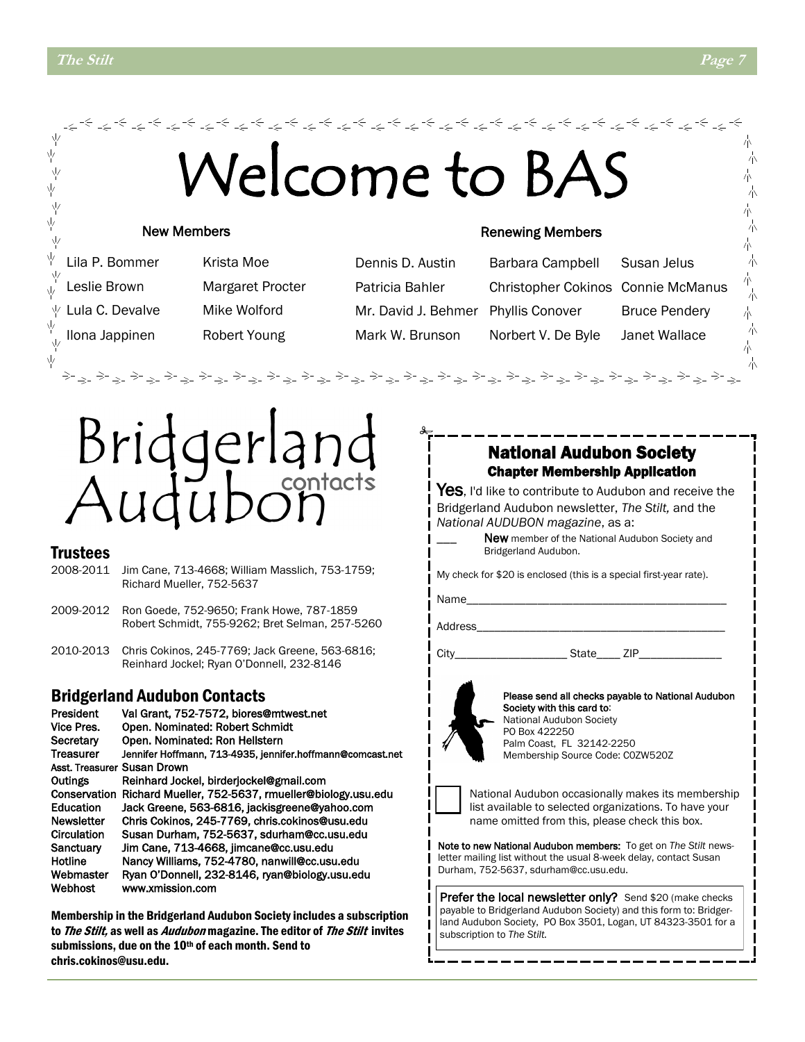# Welcome to BAS

## New Members

Lila P. Bommer
Leslie Brown
Lula C. Devalve
Ilona Jappinen
Krista Moe
Margaret Procter
Mike Wolford
Robert Young

## Renewing Members

Dennis D. Austin
Patricia Bahler
Mr. David J. Behmer
Mark W. Brunson
Barbara Campbell
Christopher Cokinos
Phyllis Conover
Norbert V. De Byle
Susan Jelus
Connie McManus
Bruce Pendery
Janet Wallace

# Bridgerland Audubon contacts

## Trustees

| | |
|---|---|
| 2008-2011 | Jim Cane, 713-4668; William Masslich, 753-1759; Richard Mueller, 752-5637 |
| 2009-2012 | Ron Goede, 752-9650; Frank Howe, 787-1859 Robert Schmidt, 755-9262; Bret Selman, 257-5260 |
| 2010-2013 | Chris Cokinos, 245-7769; Jack Greene, 563-6816; Reinhard Jockel; Ryan O'Donnell, 232-8146 |

## Bridgerland Audubon Contacts

| | |
|---|---|
| President | Val Grant, 752-7572, biores@mtwest.net |
| Vice Pres. | Open. Nominated: Robert Schmidt |
| Secretary | Open. Nominated: Ron Hellstern |
| Treasurer | Jennifer Hoffmann, 713-4935, jennifer.hoffmann@comcast.net |
| Asst. Treasurer | Susan Drown |
| Outings | Reinhard Jockel, birderjockel@gmail.com |
| Conservation | Richard Mueller, 752-5637, rmueller@biology.usu.edu |
| Education | Jack Greene, 563-6816, jackisgreene@yahoo.com |
| Newsletter | Chris Cokinos, 245-7769, chris.cokinos@usu.edu |
| Circulation | Susan Durham, 752-5637, sdurham@cc.usu.edu |
| Sanctuary | Jim Cane, 713-4668, jimcane@cc.usu.edu |
| Hotline | Nancy Williams, 752-4780, nanwill@cc.usu.edu |
| Webmaster | Ryan O'Donnell, 232-8146, ryan@biology.usu.edu |
| Webhost | www.xmission.com |

**Membership in the Bridgerland Audubon Society includes a subscription to *The Stilt,* as well as *Audubon* magazine. The editor of *The Stilt* invites submissions, due on the 10th of each month. Send to chris.cokinos@usu.edu.**

## National Audubon Society
### Chapter Membership Application

**Yes**, I'd like to contribute to Audubon and receive the Bridgerland Audubon newsletter, *The Stilt,* and the *National AUDUBON magazine*, as a:

___ **New** member of the National Audubon Society and Bridgerland Audubon.

My check for $20 is enclosed (this is a special first-year rate).

Name____________________________________________

Address__________________________________________

City___________________ State____ ZIP______________

**Please send all checks payable to National Audubon Society with this card to:**
National Audubon Society
PO Box 422250
Palm Coast, FL 32142-2250
Membership Source Code: C0ZW520Z

☐ National Audubon occasionally makes its membership list available to selected organizations. To have your name omitted from this, please check this box.

**Note to new National Audubon members:** To get on *The Stilt* newsletter mailing list without the usual 8-week delay, contact Susan Durham, 752-5637, sdurham@cc.usu.edu.

**Prefer the local newsletter only?** Send $20 (make checks payable to Bridgerland Audubon Society) and this form to: Bridgerland Audubon Society, PO Box 3501, Logan, UT 84323-3501 for a subscription to *The Stilt.*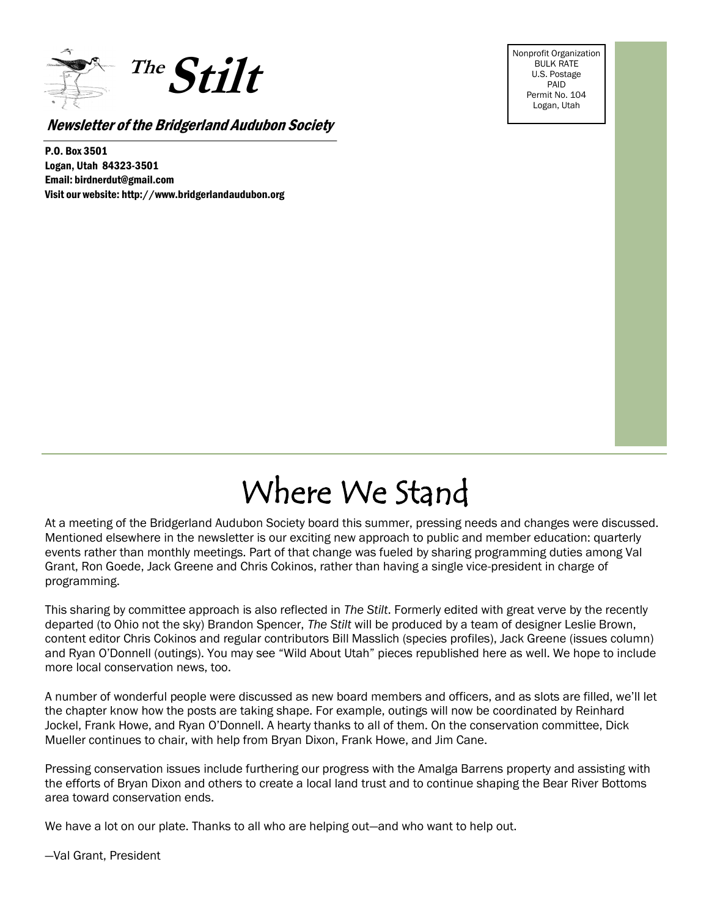# The Stilt

*Newsletter of the Bridgerland Audubon Society*

**P.O. Box 3501**
**Logan, Utah 84323-3501**
**Email: birdnerdut@gmail.com**
**Visit our website: http://www.bridgerlandaudubon.org**

Nonprofit Organization
BULK RATE
U.S. Postage
PAID
Permit No. 104
Logan, Utah

# Where We Stand

At a meeting of the Bridgerland Audubon Society board this summer, pressing needs and changes were discussed. Mentioned elsewhere in the newsletter is our exciting new approach to public and member education: quarterly events rather than monthly meetings. Part of that change was fueled by sharing programming duties among Val Grant, Ron Goede, Jack Greene and Chris Cokinos, rather than having a single vice-president in charge of programming.

This sharing by committee approach is also reflected in *The Stilt*. Formerly edited with great verve by the recently departed (to Ohio not the sky) Brandon Spencer, *The Stilt* will be produced by a team of designer Leslie Brown, content editor Chris Cokinos and regular contributors Bill Masslich (species profiles), Jack Greene (issues column) and Ryan O'Donnell (outings). You may see "Wild About Utah" pieces republished here as well. We hope to include more local conservation news, too.

A number of wonderful people were discussed as new board members and officers, and as slots are filled, we'll let the chapter know how the posts are taking shape. For example, outings will now be coordinated by Reinhard Jockel, Frank Howe, and Ryan O'Donnell. A hearty thanks to all of them. On the conservation committee, Dick Mueller continues to chair, with help from Bryan Dixon, Frank Howe, and Jim Cane.

Pressing conservation issues include furthering our progress with the Amalga Barrens property and assisting with the efforts of Bryan Dixon and others to create a local land trust and to continue shaping the Bear River Bottoms area toward conservation ends.

We have a lot on our plate. Thanks to all who are helping out—and who want to help out.

—Val Grant, President